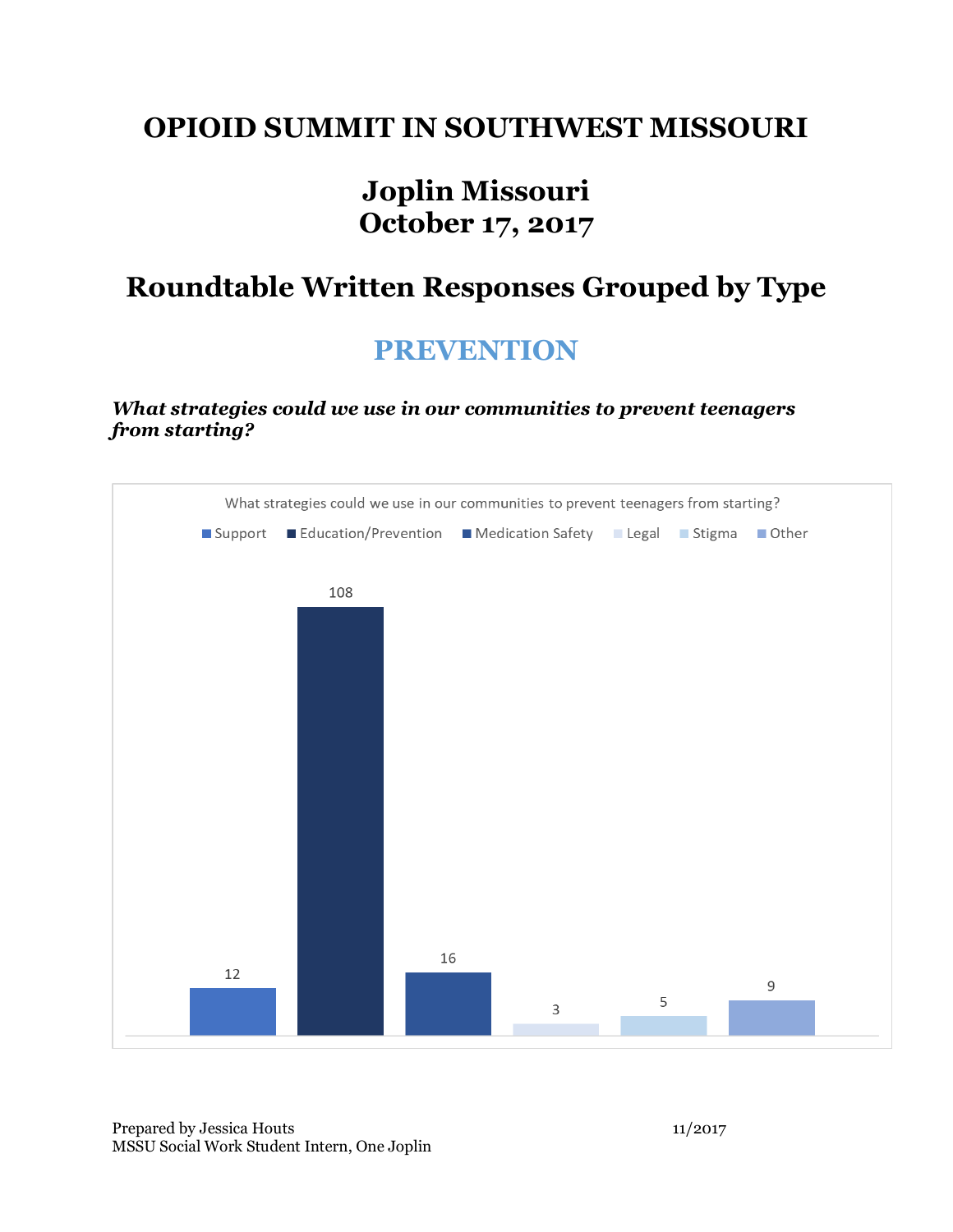# OPIOID SUMMIT IN SOUTHWEST MISSOURI

## Joplin Missouri
## October 17, 2017

## Roundtable Written Responses Grouped by Type

## PREVENTION

***What strategies could we use in our communities to prevent teenagers from starting?***

What strategies could we use in our communities to prevent teenagers from starting?

| Support | Education/Prevention | Medication Safety | Legal | Stigma | Other |
|---|---|---|---|---|---|
| 12 | 108 | 16 | 3 | 5 | 9 |

Prepared by Jessica Houts
MSSU Social Work Student Intern, One Joplin

11/2017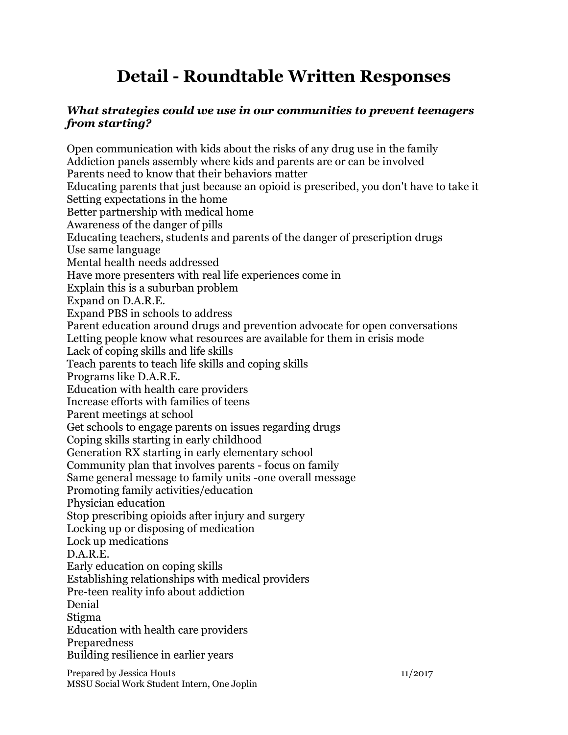# Detail - Roundtable Written Responses

***What strategies could we use in our communities to prevent teenagers from starting?***

Open communication with kids about the risks of any drug use in the family
Addiction panels assembly where kids and parents are or can be involved
Parents need to know that their behaviors matter
Educating parents that just because an opioid is prescribed, you don't have to take it
Setting expectations in the home
Better partnership with medical home
Awareness of the danger of pills
Educating teachers, students and parents of the danger of prescription drugs
Use same language
Mental health needs addressed
Have more presenters with real life experiences come in
Explain this is a suburban problem
Expand on D.A.R.E.
Expand PBS in schools to address
Parent education around drugs and prevention advocate for open conversations
Letting people know what resources are available for them in crisis mode
Lack of coping skills and life skills
Teach parents to teach life skills and coping skills
Programs like D.A.R.E.
Education with health care providers
Increase efforts with families of teens
Parent meetings at school
Get schools to engage parents on issues regarding drugs
Coping skills starting in early childhood
Generation RX starting in early elementary school
Community plan that involves parents - focus on family
Same general message to family units -one overall message
Promoting family activities/education
Physician education
Stop prescribing opioids after injury and surgery
Locking up or disposing of medication
Lock up medications
D.A.R.E.
Early education on coping skills
Establishing relationships with medical providers
Pre-teen reality info about addiction
Denial
Stigma
Education with health care providers
Preparedness
Building resilience in earlier years

Prepared by Jessica Houts
MSSU Social Work Student Intern, One Joplin
11/2017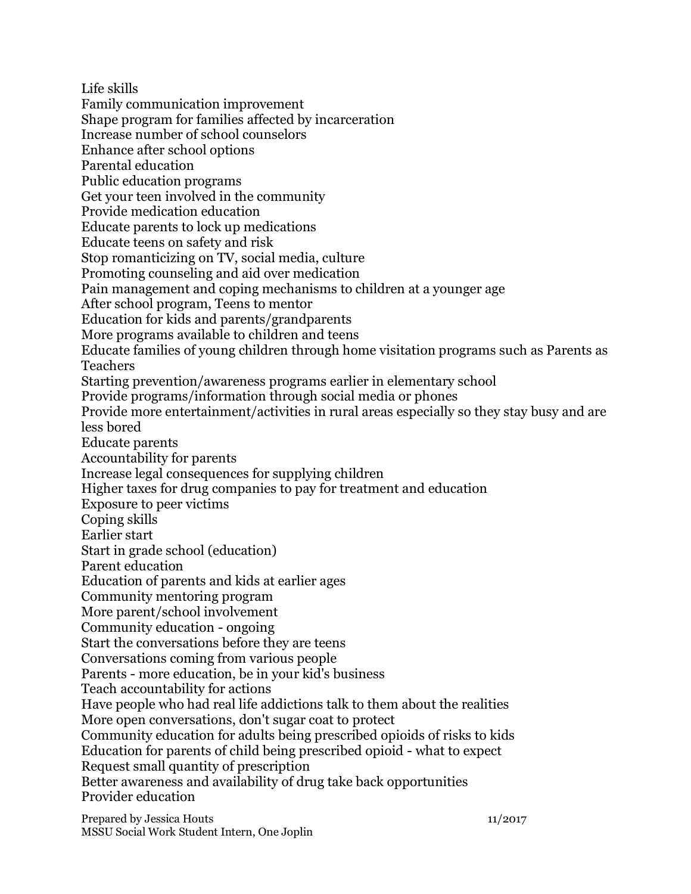Life skills
Family communication improvement
Shape program for families affected by incarceration
Increase number of school counselors
Enhance after school options
Parental education
Public education programs
Get your teen involved in the community
Provide medication education
Educate parents to lock up medications
Educate teens on safety and risk
Stop romanticizing on TV, social media, culture
Promoting counseling and aid over medication
Pain management and coping mechanisms to children at a younger age
After school program, Teens to mentor
Education for kids and parents/grandparents
More programs available to children and teens
Educate families of young children through home visitation programs such as Parents as Teachers
Starting prevention/awareness programs earlier in elementary school
Provide programs/information through social media or phones
Provide more entertainment/activities in rural areas especially so they stay busy and are less bored
Educate parents
Accountability for parents
Increase legal consequences for supplying children
Higher taxes for drug companies to pay for treatment and education
Exposure to peer victims
Coping skills
Earlier start
Start in grade school (education)
Parent education
Education of parents and kids at earlier ages
Community mentoring program
More parent/school involvement
Community education - ongoing
Start the conversations before they are teens
Conversations coming from various people
Parents - more education, be in your kid's business
Teach accountability for actions
Have people who had real life addictions talk to them about the realities
More open conversations, don't sugar coat to protect
Community education for adults being prescribed opioids of risks to kids
Education for parents of child being prescribed opioid - what to expect
Request small quantity of prescription
Better awareness and availability of drug take back opportunities
Provider education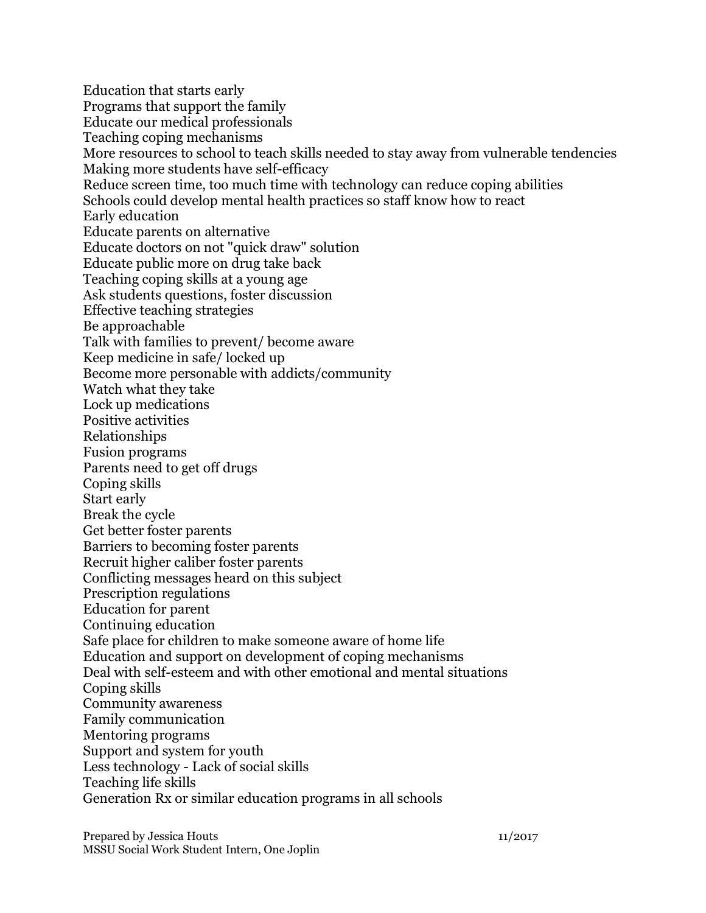Education that starts early

Programs that support the family

Educate our medical professionals

Teaching coping mechanisms

More resources to school to teach skills needed to stay away from vulnerable tendencies

Making more students have self-efficacy

Reduce screen time, too much time with technology can reduce coping abilities

Schools could develop mental health practices so staff know how to react

Early education

Educate parents on alternative

Educate doctors on not "quick draw" solution

Educate public more on drug take back

Teaching coping skills at a young age

Ask students questions, foster discussion

Effective teaching strategies

Be approachable

Talk with families to prevent/ become aware

Keep medicine in safe/ locked up

Become more personable with addicts/community

Watch what they take

Lock up medications

Positive activities

Relationships

Fusion programs

Parents need to get off drugs

Coping skills

Start early

Break the cycle

Get better foster parents

Barriers to becoming foster parents

Recruit higher caliber foster parents

Conflicting messages heard on this subject

Prescription regulations

Education for parent

Continuing education

Safe place for children to make someone aware of home life

Education and support on development of coping mechanisms

Deal with self-esteem and with other emotional and mental situations

Coping skills

Community awareness

Family communication

Mentoring programs

Support and system for youth

Less technology - Lack of social skills

Teaching life skills

Generation Rx or similar education programs in all schools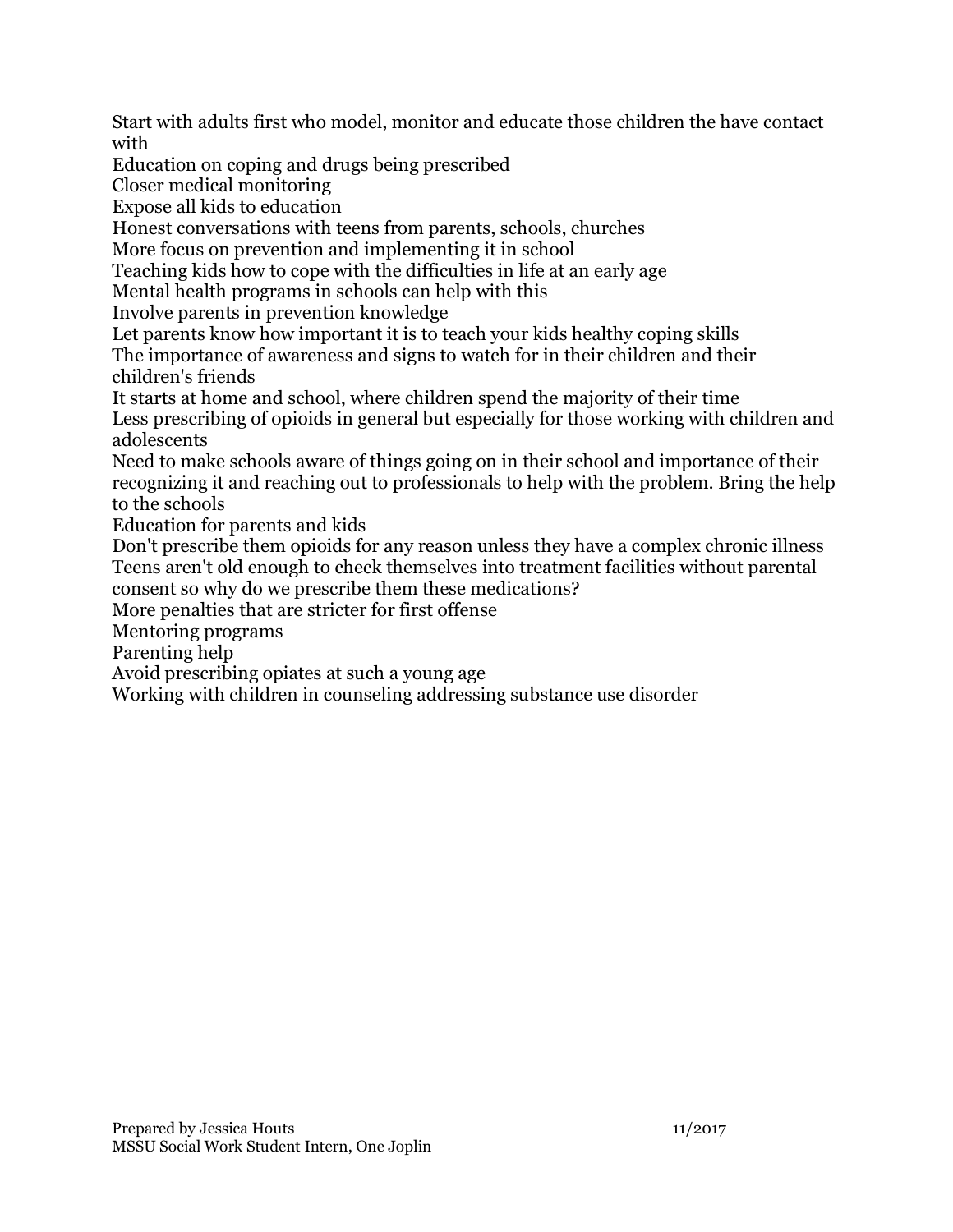Start with adults first who model, monitor and educate those children the have contact with

Education on coping and drugs being prescribed

Closer medical monitoring

Expose all kids to education

Honest conversations with teens from parents, schools, churches

More focus on prevention and implementing it in school

Teaching kids how to cope with the difficulties in life at an early age

Mental health programs in schools can help with this

Involve parents in prevention knowledge

Let parents know how important it is to teach your kids healthy coping skills

The importance of awareness and signs to watch for in their children and their children's friends

It starts at home and school, where children spend the majority of their time

Less prescribing of opioids in general but especially for those working with children and adolescents

Need to make schools aware of things going on in their school and importance of their recognizing it and reaching out to professionals to help with the problem. Bring the help to the schools

Education for parents and kids

Don't prescribe them opioids for any reason unless they have a complex chronic illness

Teens aren't old enough to check themselves into treatment facilities without parental consent so why do we prescribe them these medications?

More penalties that are stricter for first offense

Mentoring programs

Parenting help

Avoid prescribing opiates at such a young age

Working with children in counseling addressing substance use disorder

Prepared by Jessica Houts 11/2017
MSSU Social Work Student Intern, One Joplin